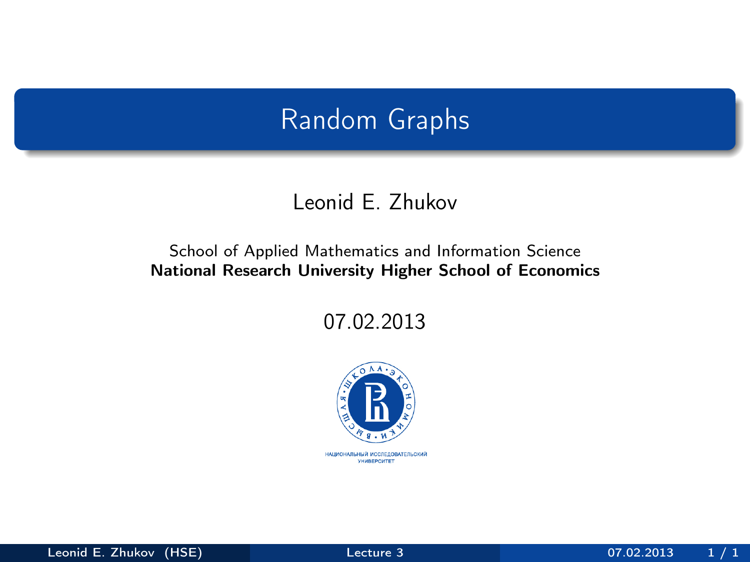# Random Graphs

Leonid E. Zhukov

School of Applied Mathematics and Information Science
**National Research University Higher School of Economics**

07.02.2013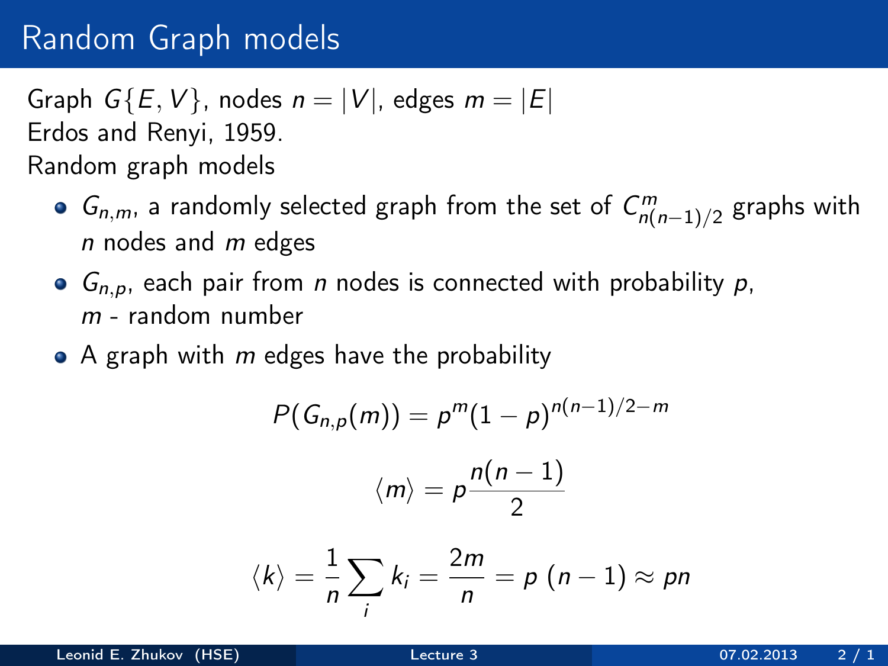# Random Graph models

Graph $G\{E, V\}$, nodes $n = |V|$, edges $m = |E|$
Erdos and Renyi, 1959.
Random graph models

- $G_{n,m}$, a randomly selected graph from the set of $C^m_{n(n-1)/2}$ graphs with $n$ nodes and $m$ edges
- $G_{n,p}$, each pair from $n$ nodes is connected with probability $p$, $m$ - random number
- A graph with $m$ edges have the probability

$$P(G_{n,p}(m)) = p^m (1-p)^{n(n-1)/2 - m}$$

$$\langle m \rangle = p \frac{n(n-1)}{2}$$

$$\langle k \rangle = \frac{1}{n} \sum_i k_i = \frac{2m}{n} = p\ (n-1) \approx pn$$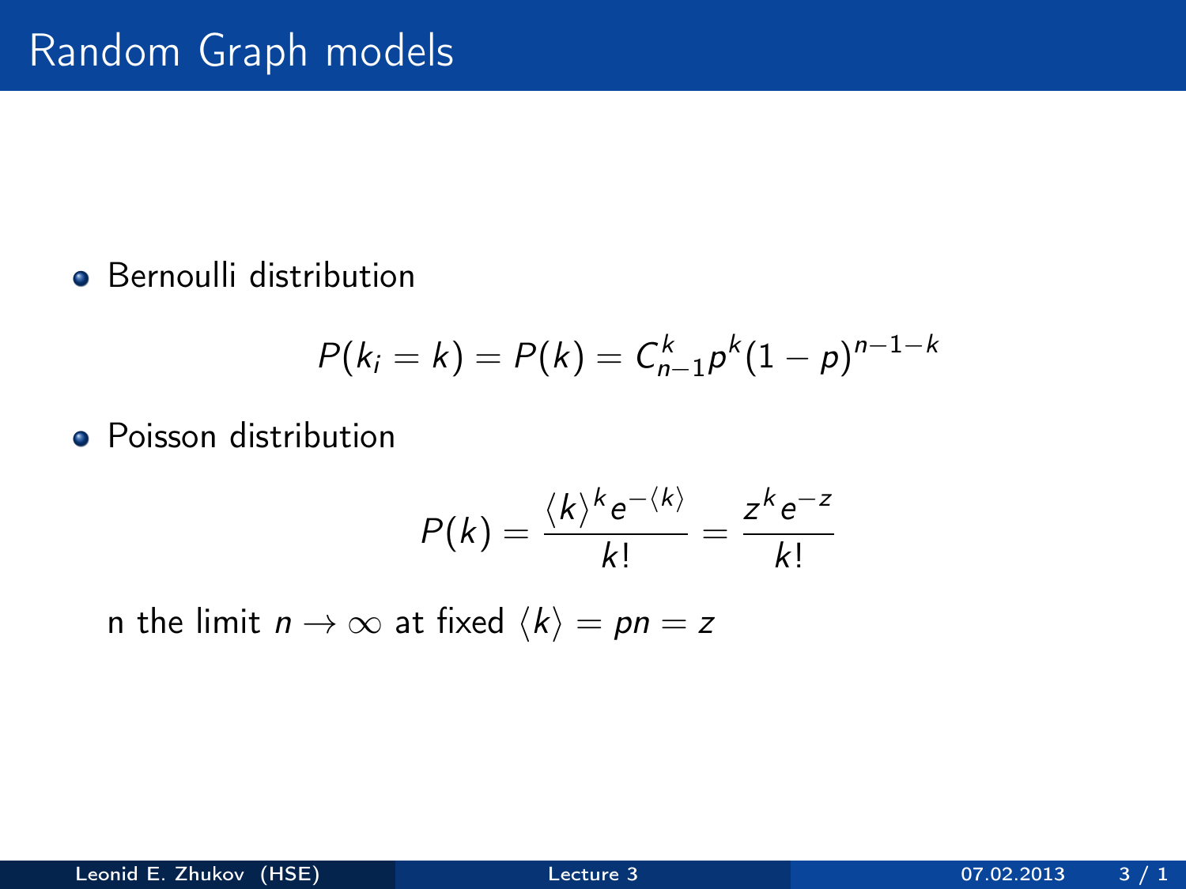# Random Graph models

- Bernoulli distribution

$$P(k_i = k) = P(k) = C_{n-1}^k p^k (1-p)^{n-1-k}$$

- Poisson distribution

$$P(k) = \frac{\langle k \rangle^k e^{-\langle k \rangle}}{k!} = \frac{z^k e^{-z}}{k!}$$

n the limit $n \to \infty$ at fixed $\langle k \rangle = pn = z$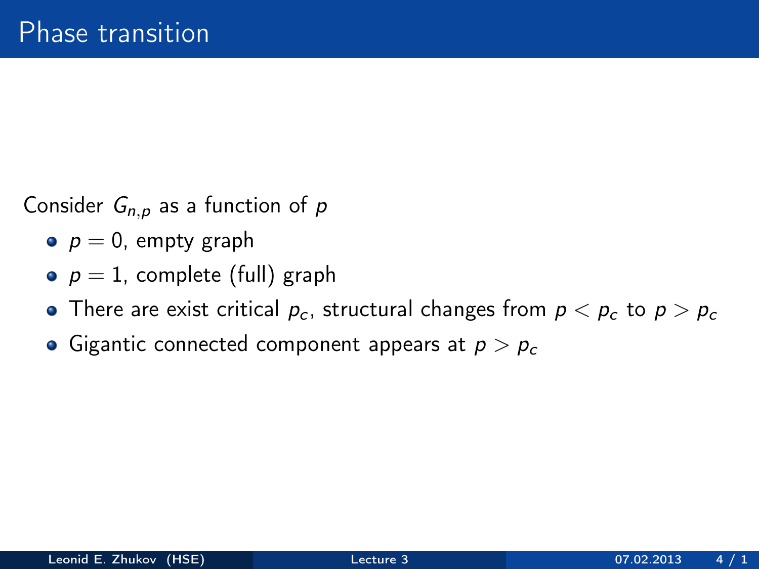# Phase transition

Consider $G_{n,p}$ as a function of $p$

- $p = 0$, empty graph
- $p = 1$, complete (full) graph
- There are exist critical $p_c$, structural changes from $p < p_c$ to $p > p_c$
- Gigantic connected component appears at $p > p_c$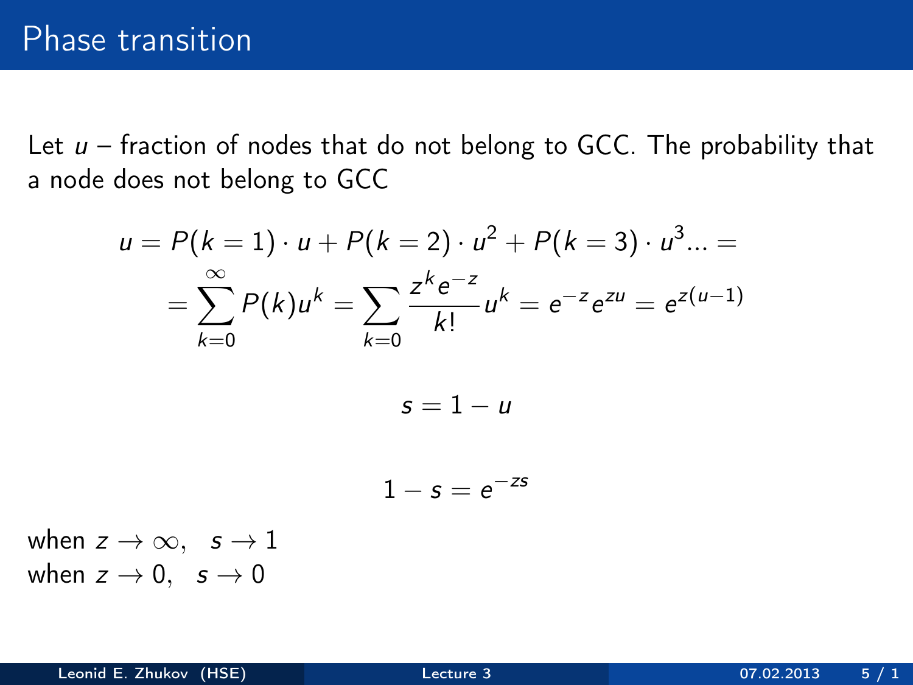# Phase transition

Let $u$ – fraction of nodes that do not belong to GCC. The probability that a node does not belong to GCC

$$
u = P(k=1) \cdot u + P(k=2) \cdot u^2 + P(k=3) \cdot u^3 ... =
$$

$$
= \sum_{k=0}^{\infty} P(k) u^k = \sum_{k=0} \frac{z^k e^{-z}}{k!} u^k = e^{-z} e^{zu} = e^{z(u-1)}
$$

$$
s = 1 - u
$$

$$
1 - s = e^{-zs}
$$

when $z \to \infty, \quad s \to 1$
when $z \to 0, \quad s \to 0$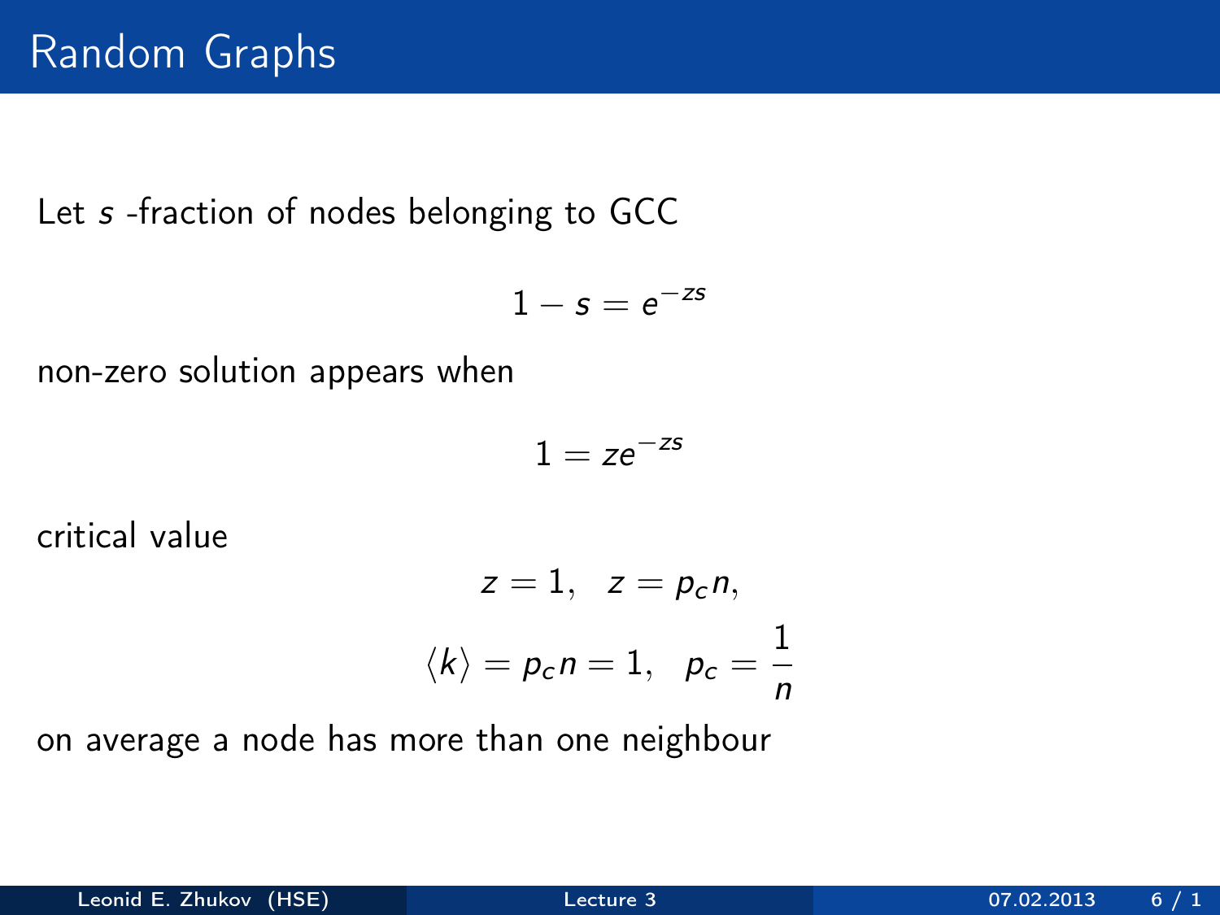# Random Graphs

Let $s$ -fraction of nodes belonging to GCC

$$1 - s = e^{-zs}$$

non-zero solution appears when

$$1 = ze^{-zs}$$

critical value

$$z = 1, \quad z = p_c n,$$

$$\langle k \rangle = p_c n = 1, \quad p_c = \frac{1}{n}$$

on average a node has more than one neighbour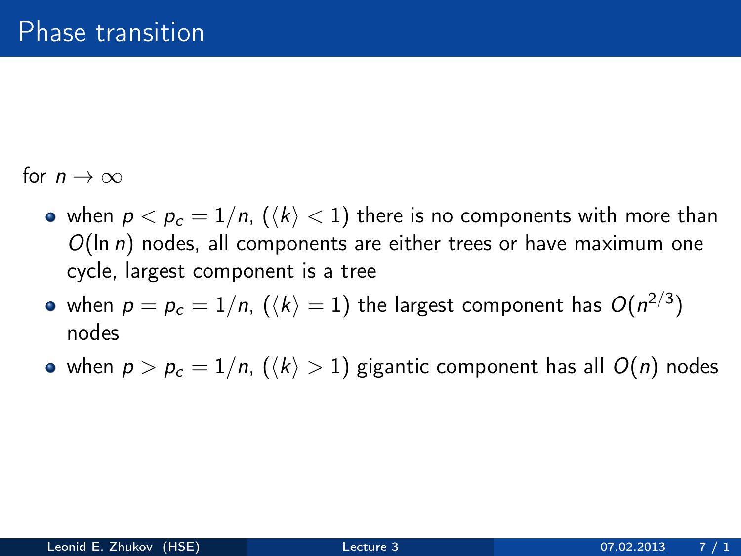# Phase transition

for $n \to \infty$

- when $p < p_c = 1/n$, ($\langle k \rangle < 1$) there is no components with more than $O(\ln n)$ nodes, all components are either trees or have maximum one cycle, largest component is a tree
- when $p = p_c = 1/n$, ($\langle k \rangle = 1$) the largest component has $O(n^{2/3})$ nodes
- when $p > p_c = 1/n$, ($\langle k \rangle > 1$) gigantic component has all $O(n)$ nodes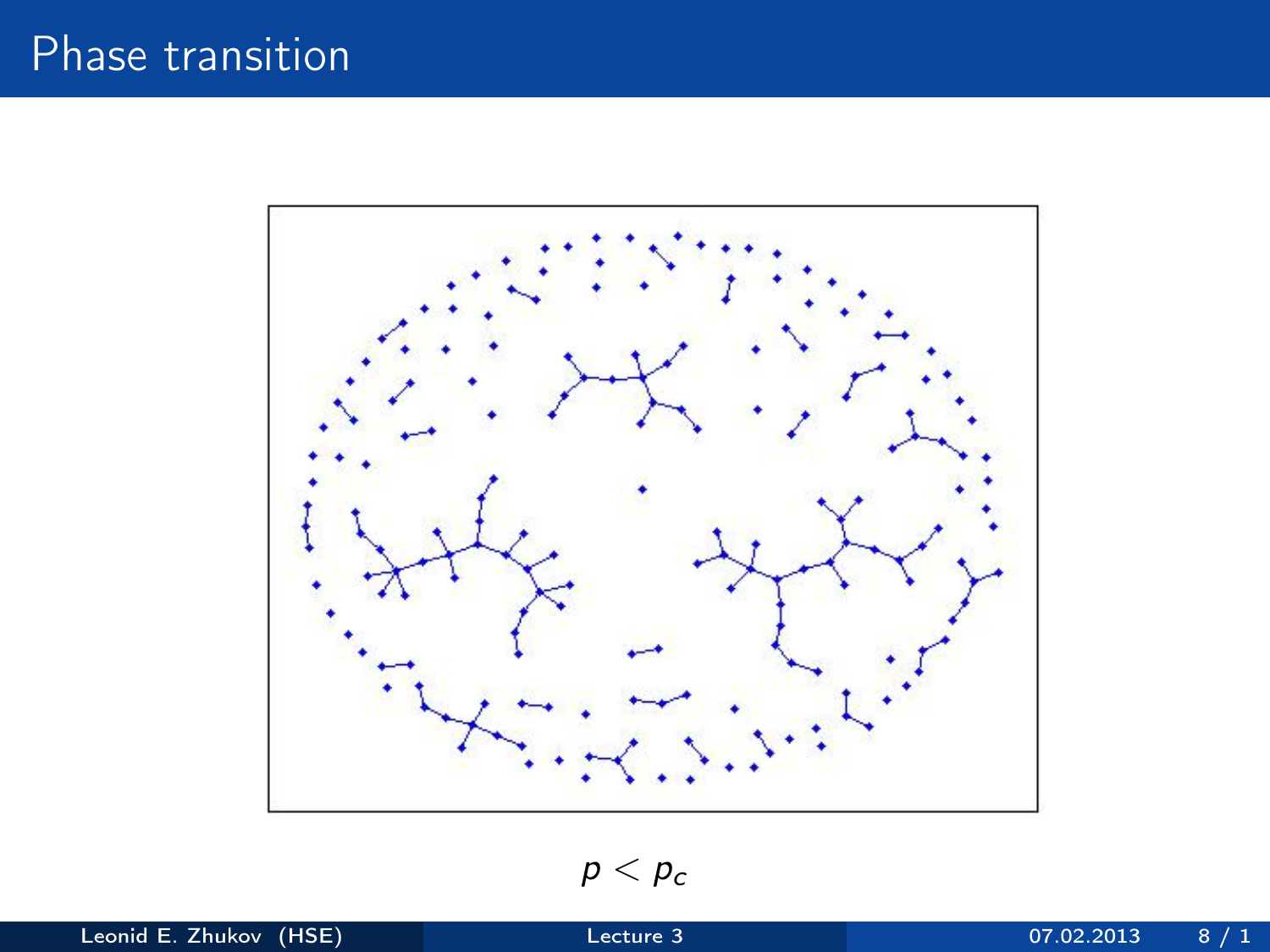# Phase transition

$p < p_c$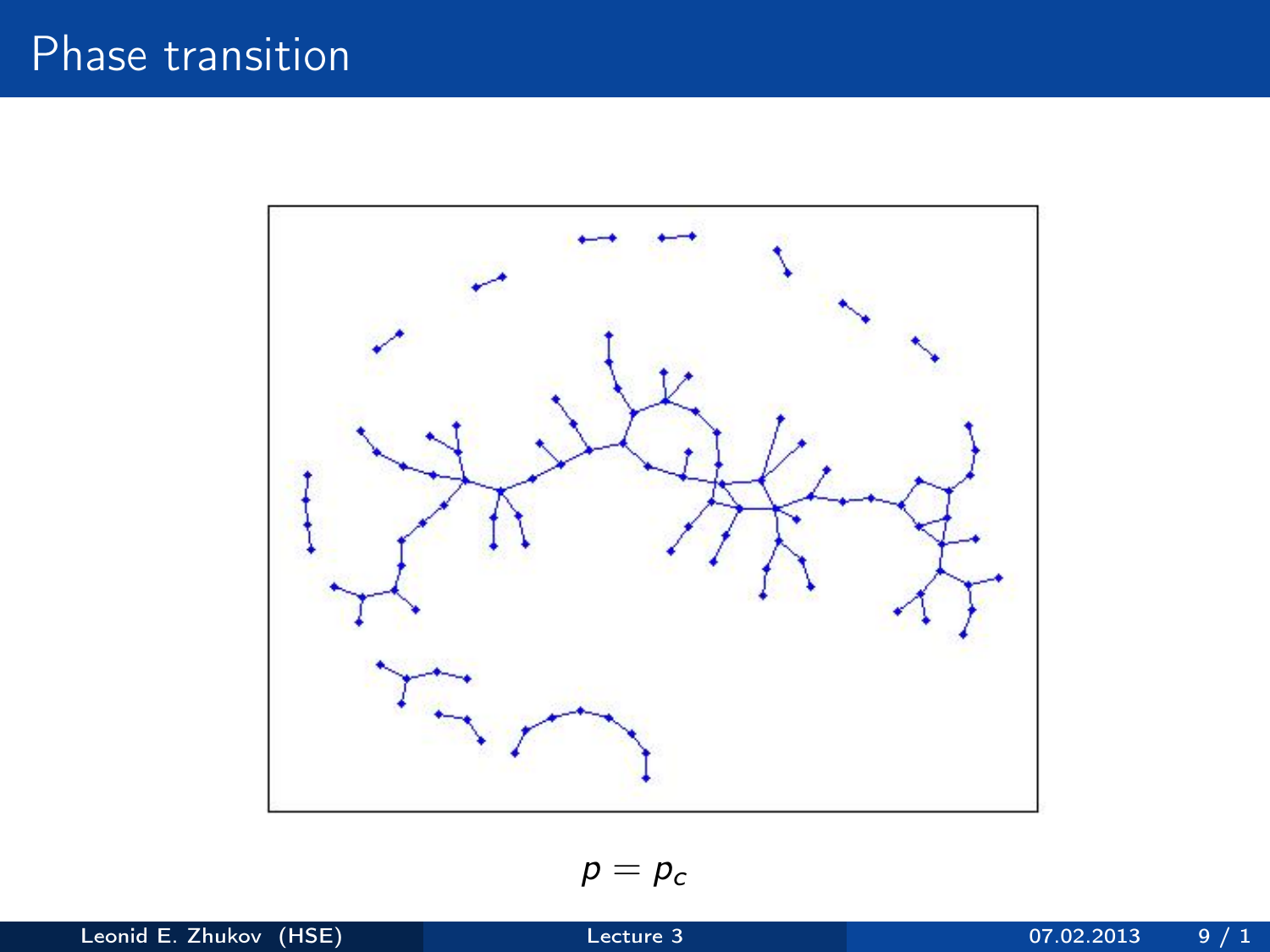# Phase transition

$p = p_c$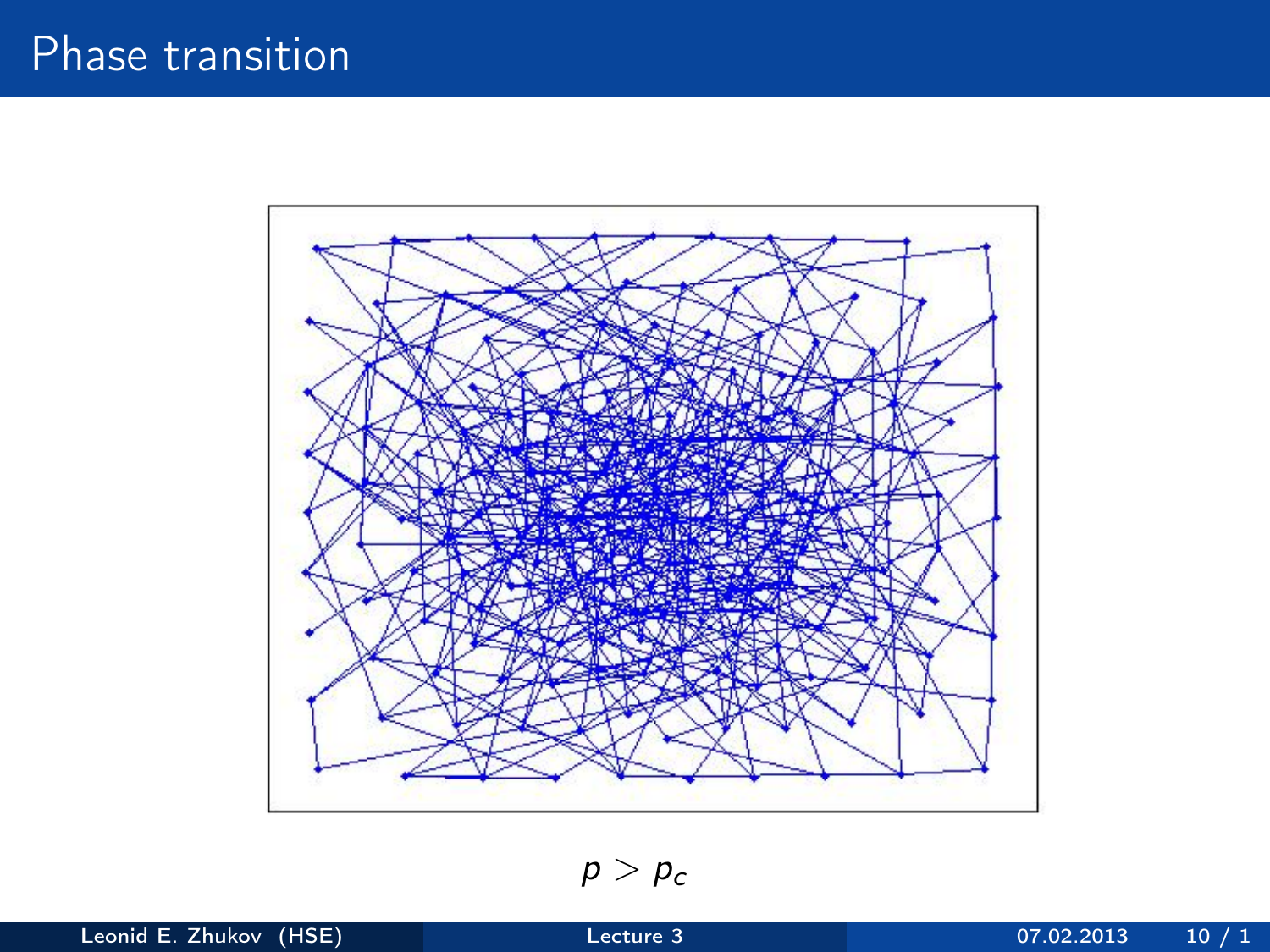# Phase transition

$p > p_c$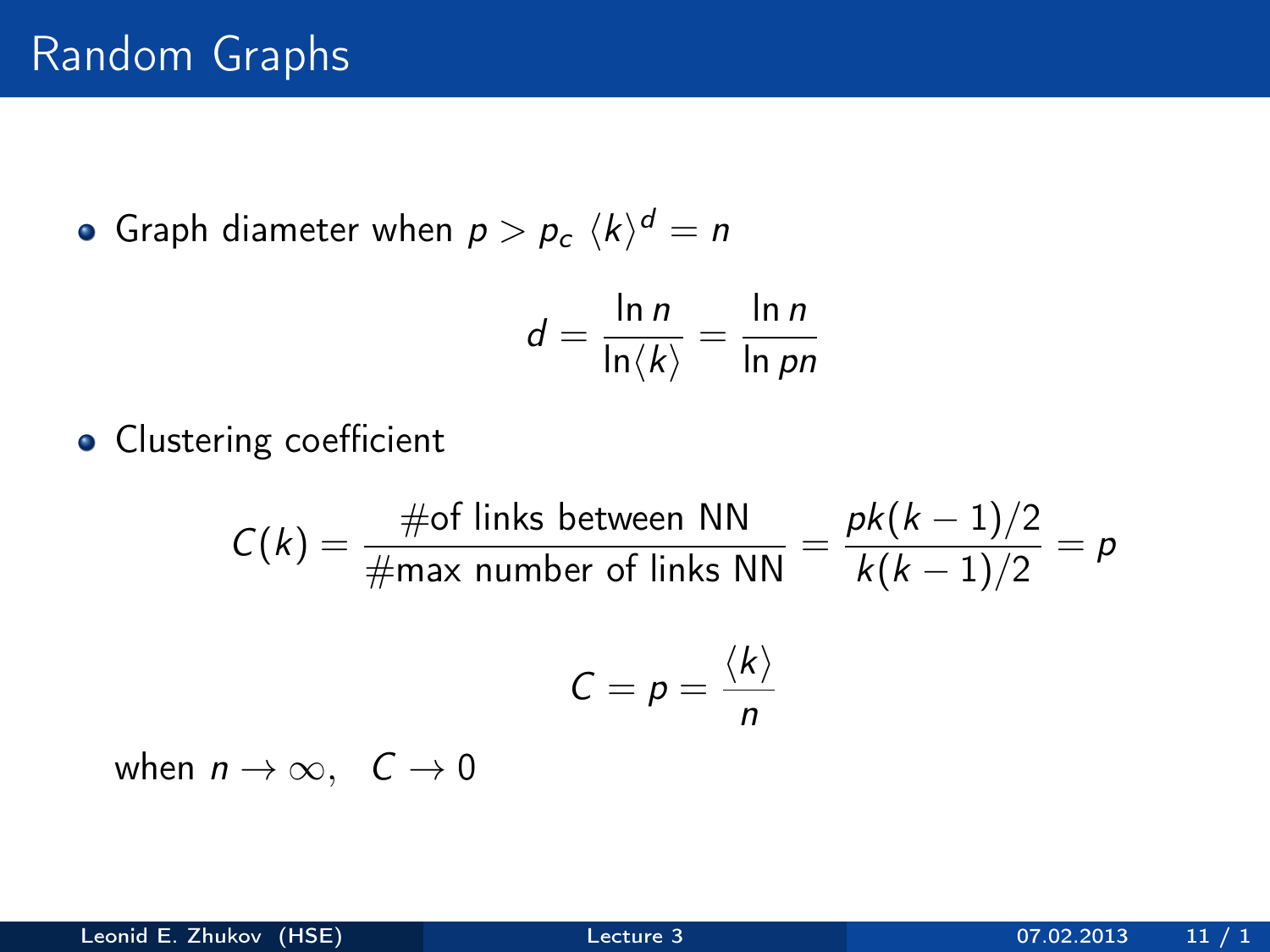# Random Graphs

- Graph diameter when $p > p_c$ $\langle k \rangle^d = n$

$$d = \frac{\ln n}{\ln \langle k \rangle} = \frac{\ln n}{\ln pn}$$

- Clustering coefficient

$$C(k) = \frac{\text{\#of links between NN}}{\text{\#max number of links NN}} = \frac{pk(k-1)/2}{k(k-1)/2} = p$$

$$C = p = \frac{\langle k \rangle}{n}$$

when $n \to \infty, \quad C \to 0$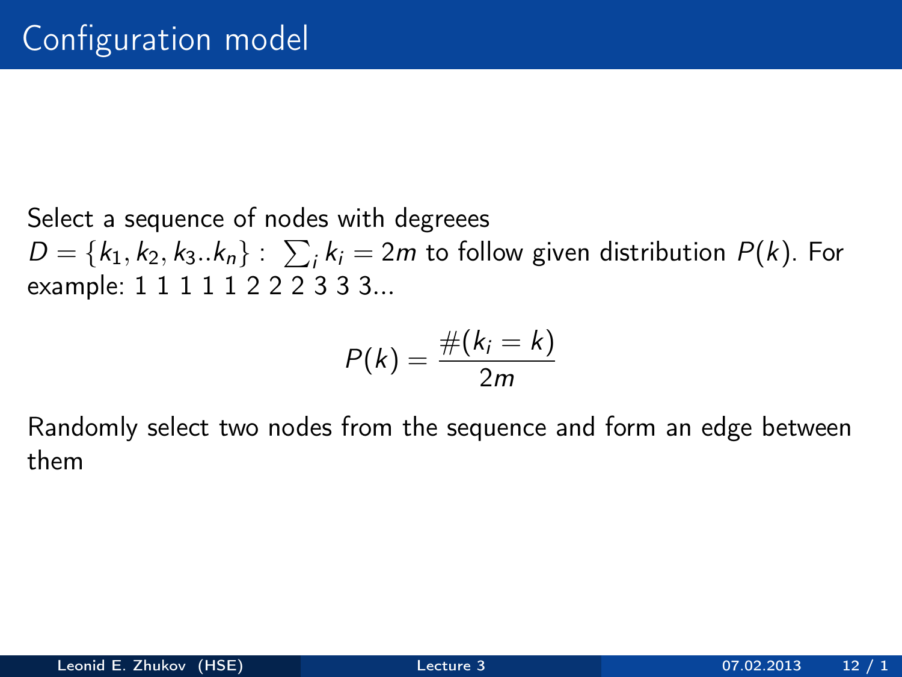# Configuration model

Select a sequence of nodes with degreees $D = \{k_1, k_2, k_3..k_n\}$ : $\sum_i k_i = 2m$ to follow given distribution $P(k)$. For example: 1 1 1 1 1 2 2 2 3 3 3...

$$P(k) = \frac{\#(k_i = k)}{2m}$$

Randomly select two nodes from the sequence and form an edge between them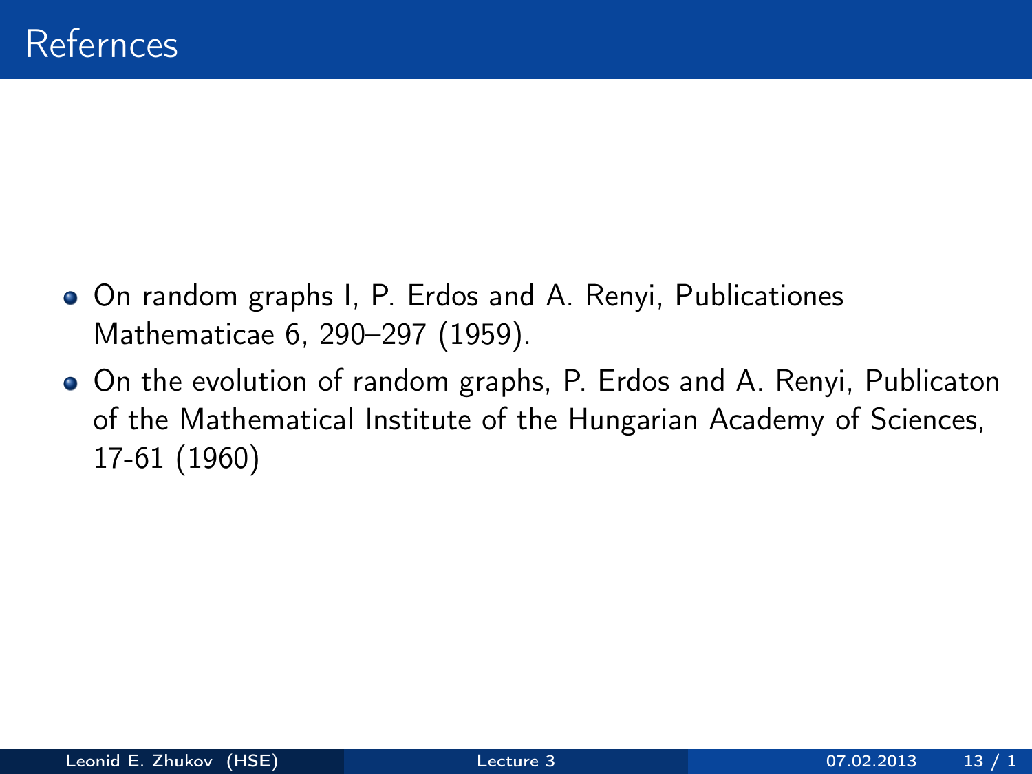# Refernces

- On random graphs I, P. Erdos and A. Renyi, Publicationes Mathematicae 6, 290–297 (1959).
- On the evolution of random graphs, P. Erdos and A. Renyi, Publicaton of the Mathematical Institute of the Hungarian Academy of Sciences, 17-61 (1960)